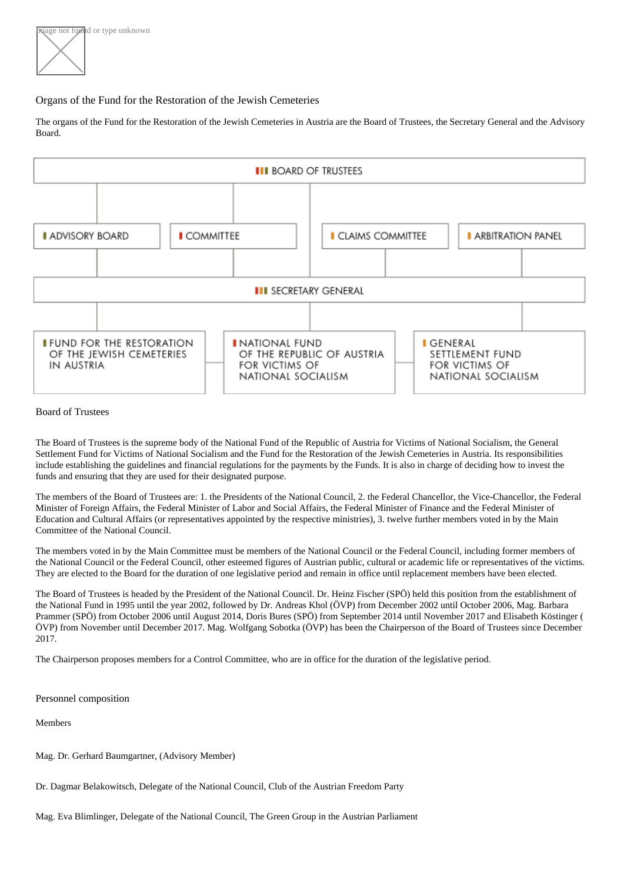## Organs of the Fund for the Restoration of the Jewish Cemeteries

The organs of the Fund for the Restoration of the Jewish Cemeteries in Austria are the Board of Trustees, the Secretary General and the Advisory Board.

BOARD OF TRUSTEES

ADVISORY BOARD | COMMITTEE | CLAIMS COMMITTEE | ARBITRATION PANEL

SECRETARY GENERAL

FUND FOR THE RESTORATION OF THE JEWISH CEMETERIES IN AUSTRIA | NATIONAL FUND OF THE REPUBLIC OF AUSTRIA FOR VICTIMS OF NATIONAL SOCIALISM | GENERAL SETTLEMENT FUND FOR VICTIMS OF NATIONAL SOCIALISM

### Board of Trustees

The Board of Trustees is the supreme body of the National Fund of the Republic of Austria for Victims of National Socialism, the General Settlement Fund for Victims of National Socialism and the Fund for the Restoration of the Jewish Cemeteries in Austria. Its responsibilities include establishing the guidelines and financial regulations for the payments by the Funds. It is also in charge of deciding how to invest the funds and ensuring that they are used for their designated purpose.

The members of the Board of Trustees are: 1. the Presidents of the National Council, 2. the Federal Chancellor, the Vice-Chancellor, the Federal Minister of Foreign Affairs, the Federal Minister of Labor and Social Affairs, the Federal Minister of Finance and the Federal Minister of Education and Cultural Affairs (or representatives appointed by the respective ministries), 3. twelve further members voted in by the Main Committee of the National Council.

The members voted in by the Main Committee must be members of the National Council or the Federal Council, including former members of the National Council or the Federal Council, other esteemed figures of Austrian public, cultural or academic life or representatives of the victims. They are elected to the Board for the duration of one legislative period and remain in office until replacement members have been elected.

The Board of Trustees is headed by the President of the National Council. Dr. Heinz Fischer (SPÖ) held this position from the establishment of the National Fund in 1995 until the year 2002, followed by Dr. Andreas Khol (ÖVP) from December 2002 until October 2006, Mag. Barbara Prammer (SPÖ) from October 2006 until August 2014, Doris Bures (SPÖ) from September 2014 until November 2017 and Elisabeth Köstinger (ÖVP) from November until December 2017. Mag. Wolfgang Sobotka (ÖVP) has been the Chairperson of the Board of Trustees since December 2017.

The Chairperson proposes members for a Control Committee, who are in office for the duration of the legislative period.

### Personnel composition

Members

Mag. Dr. Gerhard Baumgartner, (Advisory Member)

Dr. Dagmar Belakowitsch, Delegate of the National Council, Club of the Austrian Freedom Party

Mag. Eva Blimlinger, Delegate of the National Council, The Green Group in the Austrian Parliament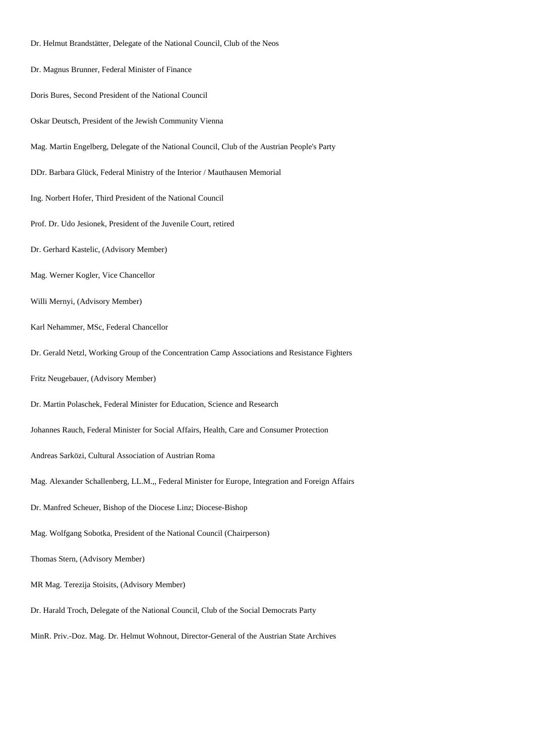Dr. Helmut Brandstätter, Delegate of the National Council, Club of the Neos

Dr. Magnus Brunner, Federal Minister of Finance

Doris Bures, Second President of the National Council

Oskar Deutsch, President of the Jewish Community Vienna

Mag. Martin Engelberg, Delegate of the National Council, Club of the Austrian People's Party

DDr. Barbara Glück, Federal Ministry of the Interior / Mauthausen Memorial

Ing. Norbert Hofer, Third President of the National Council

Prof. Dr. Udo Jesionek, President of the Juvenile Court, retired

Dr. Gerhard Kastelic, (Advisory Member)

Mag. Werner Kogler, Vice Chancellor

Willi Mernyi, (Advisory Member)

Karl Nehammer, MSc, Federal Chancellor

Dr. Gerald Netzl, Working Group of the Concentration Camp Associations and Resistance Fighters

Fritz Neugebauer, (Advisory Member)

Dr. Martin Polaschek, Federal Minister for Education, Science and Research

Johannes Rauch, Federal Minister for Social Affairs, Health, Care and Consumer Protection

Andreas Sarközi, Cultural Association of Austrian Roma

Mag. Alexander Schallenberg, LL.M.,, Federal Minister for Europe, Integration and Foreign Affairs

Dr. Manfred Scheuer, Bishop of the Diocese Linz; Diocese-Bishop

Mag. Wolfgang Sobotka, President of the National Council (Chairperson)

Thomas Stern, (Advisory Member)

MR Mag. Terezija Stoisits, (Advisory Member)

Dr. Harald Troch, Delegate of the National Council, Club of the Social Democrats Party

MinR. Priv.-Doz. Mag. Dr. Helmut Wohnout, Director-General of the Austrian State Archives